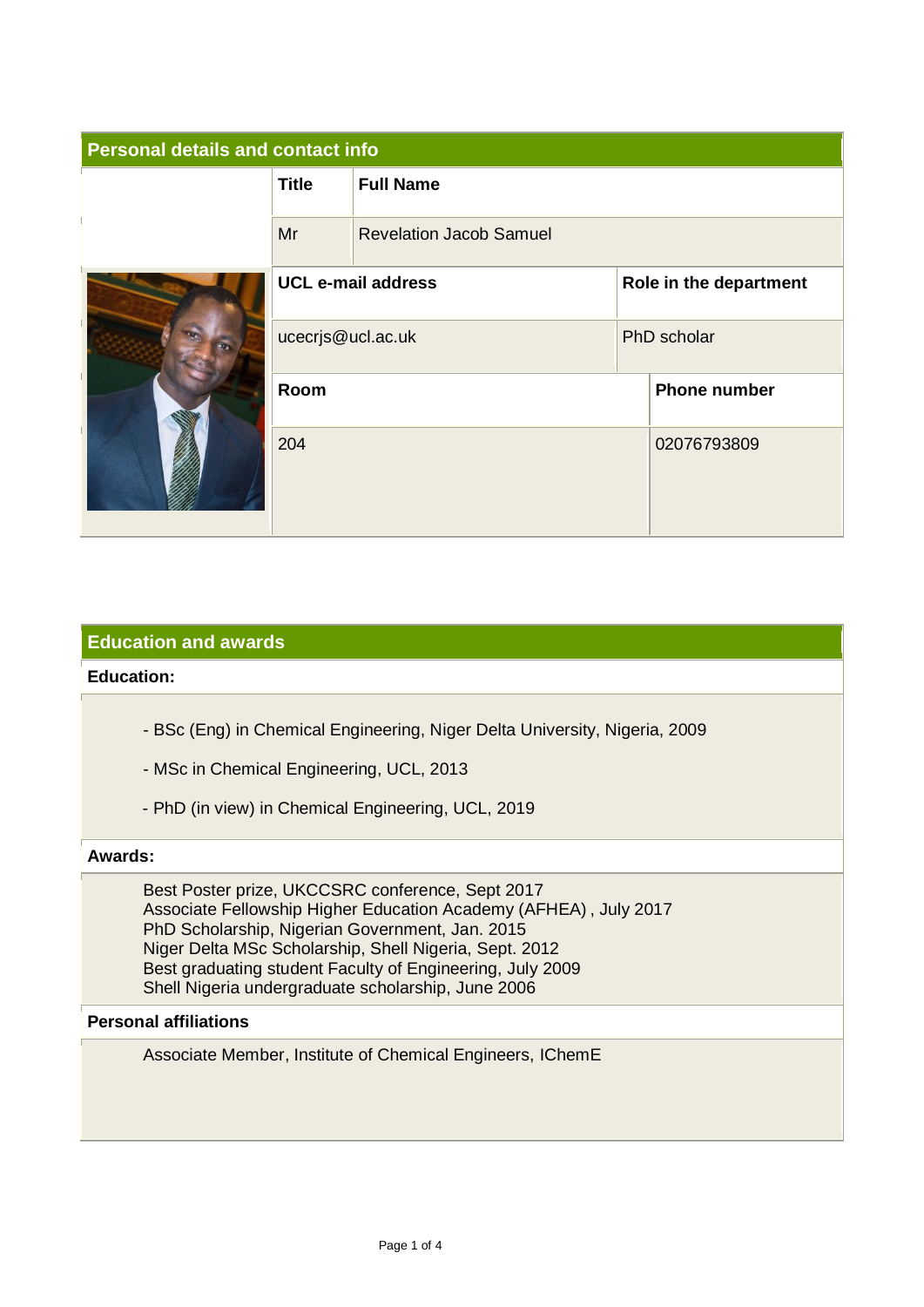## Personal details and contact info

| Title | Full Name |
|---|---|
| Mr | Revelation Jacob Samuel |

| UCL e-mail address | Role in the department |
|---|---|
| ucecrjs@ucl.ac.uk | PhD scholar |

| Room | Phone number |
|---|---|
| 204 | 02076793809 |

## Education and awards

**Education:**

- BSc (Eng) in Chemical Engineering, Niger Delta University, Nigeria, 2009
- MSc in Chemical Engineering, UCL, 2013
- PhD (in view) in Chemical Engineering, UCL, 2019

**Awards:**

Best Poster prize, UKCCSRC conference, Sept 2017
Associate Fellowship Higher Education Academy (AFHEA) , July 2017
PhD Scholarship, Nigerian Government, Jan. 2015
Niger Delta MSc Scholarship, Shell Nigeria, Sept. 2012
Best graduating student Faculty of Engineering, July 2009
Shell Nigeria undergraduate scholarship, June 2006

**Personal affiliations**

Associate Member, Institute of Chemical Engineers, IChemE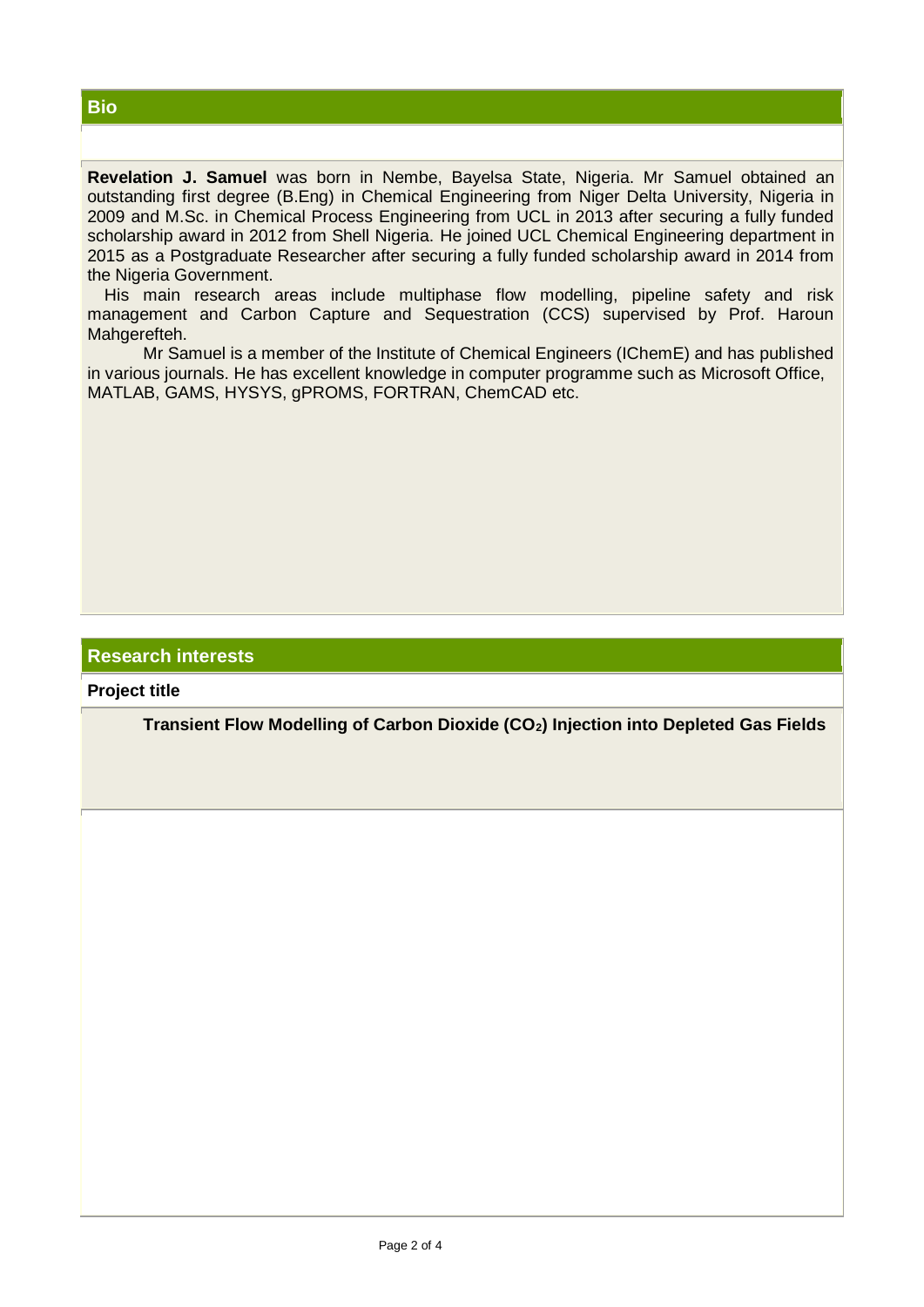## Bio

**Revelation J. Samuel** was born in Nembe, Bayelsa State, Nigeria. Mr Samuel obtained an outstanding first degree (B.Eng) in Chemical Engineering from Niger Delta University, Nigeria in 2009 and M.Sc. in Chemical Process Engineering from UCL in 2013 after securing a fully funded scholarship award in 2012 from Shell Nigeria. He joined UCL Chemical Engineering department in 2015 as a Postgraduate Researcher after securing a fully funded scholarship award in 2014 from the Nigeria Government.

His main research areas include multiphase flow modelling, pipeline safety and risk management and Carbon Capture and Sequestration (CCS) supervised by Prof. Haroun Mahgerefteh.

Mr Samuel is a member of the Institute of Chemical Engineers (IChemE) and has published in various journals. He has excellent knowledge in computer programme such as Microsoft Office, MATLAB, GAMS, HYSYS, gPROMS, FORTRAN, ChemCAD etc.

## Research interests

**Project title**

**Transient Flow Modelling of Carbon Dioxide ($CO_2$) Injection into Depleted Gas Fields**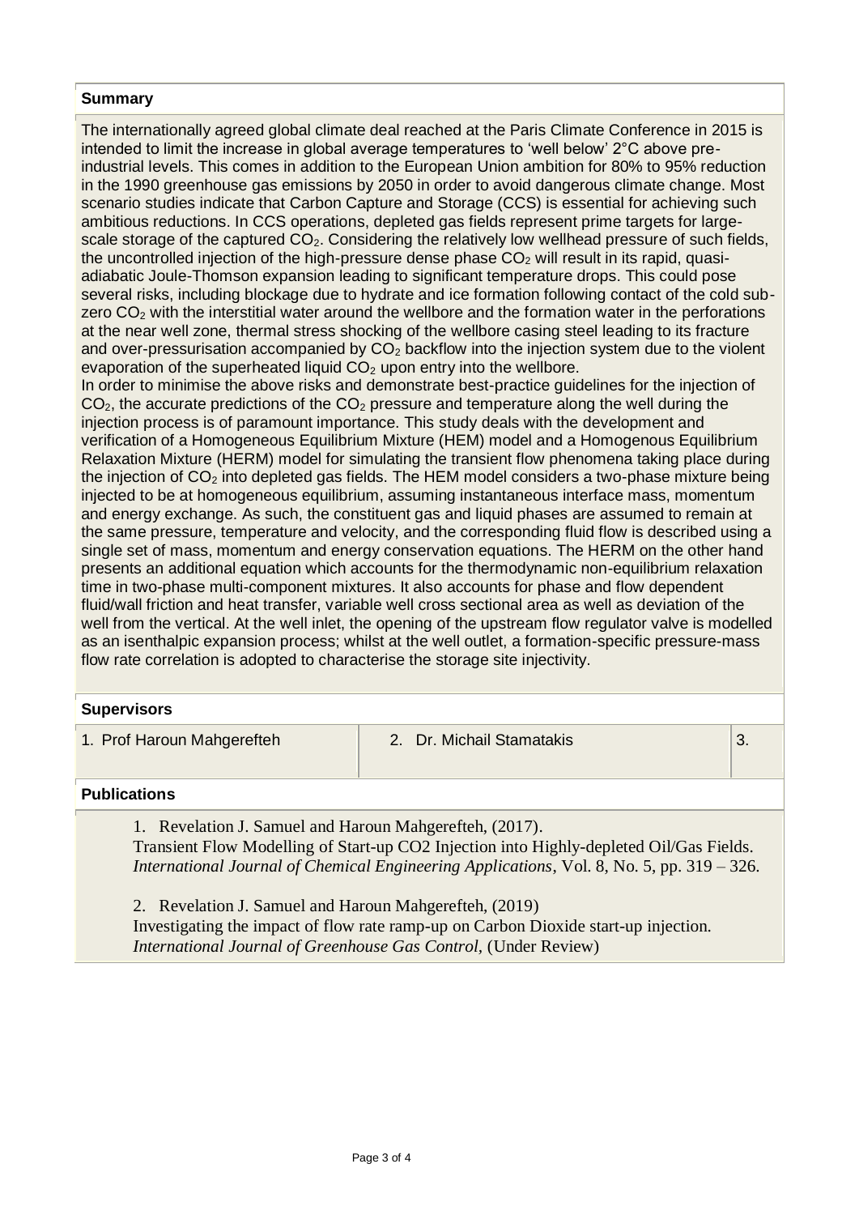## Summary

The internationally agreed global climate deal reached at the Paris Climate Conference in 2015 is intended to limit the increase in global average temperatures to 'well below' 2°C above pre-industrial levels. This comes in addition to the European Union ambition for 80% to 95% reduction in the 1990 greenhouse gas emissions by 2050 in order to avoid dangerous climate change. Most scenario studies indicate that Carbon Capture and Storage (CCS) is essential for achieving such ambitious reductions. In CCS operations, depleted gas fields represent prime targets for large-scale storage of the captured $CO_2$. Considering the relatively low wellhead pressure of such fields, the uncontrolled injection of the high-pressure dense phase $CO_2$ will result in its rapid, quasi-adiabatic Joule-Thomson expansion leading to significant temperature drops. This could pose several risks, including blockage due to hydrate and ice formation following contact of the cold sub-zero $CO_2$ with the interstitial water around the wellbore and the formation water in the perforations at the near well zone, thermal stress shocking of the wellbore casing steel leading to its fracture and over-pressurisation accompanied by $CO_2$ backflow into the injection system due to the violent evaporation of the superheated liquid $CO_2$ upon entry into the wellbore.

In order to minimise the above risks and demonstrate best-practice guidelines for the injection of $CO_2$, the accurate predictions of the $CO_2$ pressure and temperature along the well during the injection process is of paramount importance. This study deals with the development and verification of a Homogeneous Equilibrium Mixture (HEM) model and a Homogenous Equilibrium Relaxation Mixture (HERM) model for simulating the transient flow phenomena taking place during the injection of $CO_2$ into depleted gas fields. The HEM model considers a two-phase mixture being injected to be at homogeneous equilibrium, assuming instantaneous interface mass, momentum and energy exchange. As such, the constituent gas and liquid phases are assumed to remain at the same pressure, temperature and velocity, and the corresponding fluid flow is described using a single set of mass, momentum and energy conservation equations. The HERM on the other hand presents an additional equation which accounts for the thermodynamic non-equilibrium relaxation time in two-phase multi-component mixtures. It also accounts for phase and flow dependent fluid/wall friction and heat transfer, variable well cross sectional area as well as deviation of the well from the vertical. At the well inlet, the opening of the upstream flow regulator valve is modelled as an isenthalpic expansion process; whilst at the well outlet, a formation-specific pressure-mass flow rate correlation is adopted to characterise the storage site injectivity.

## Supervisors

| 1. Prof Haroun Mahgerefteh | 2. Dr. Michail Stamatakis | 3. |
|---|---|---|

## Publications

1. Revelation J. Samuel and Haroun Mahgerefteh, (2017). Transient Flow Modelling of Start-up CO2 Injection into Highly-depleted Oil/Gas Fields. *International Journal of Chemical Engineering Applications*, Vol. 8, No. 5, pp. 319 – 326.

2. Revelation J. Samuel and Haroun Mahgerefteh, (2019) Investigating the impact of flow rate ramp-up on Carbon Dioxide start-up injection. *International Journal of Greenhouse Gas Control*, (Under Review)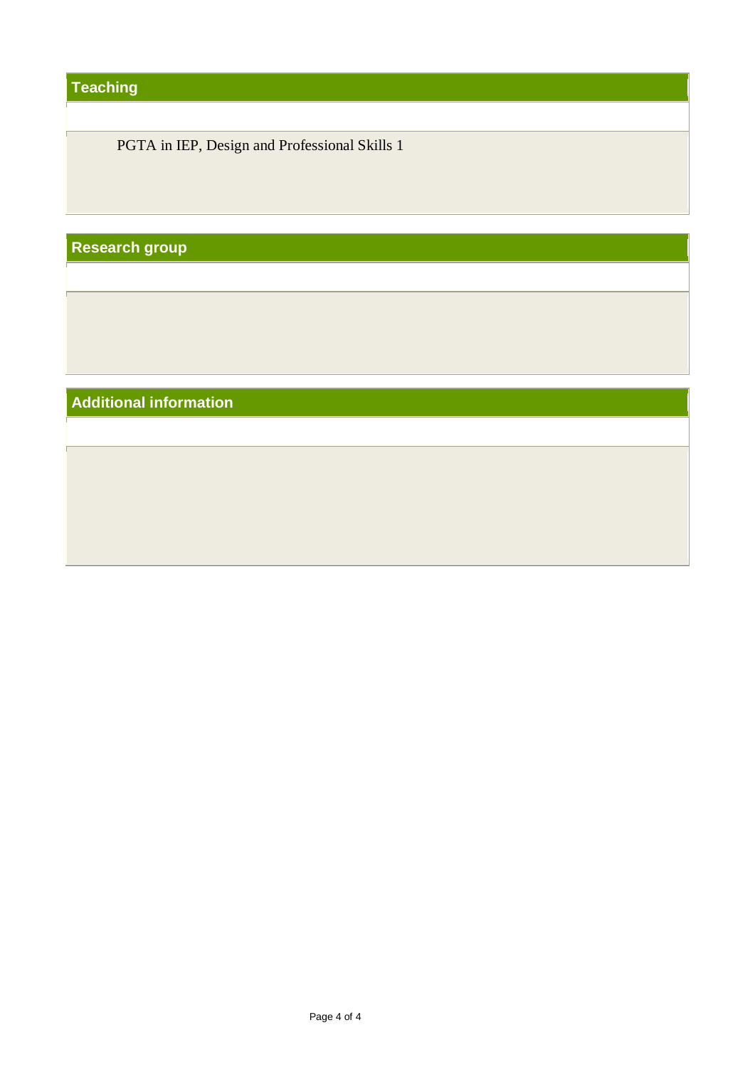## Teaching

PGTA in IEP, Design and Professional Skills 1

## Research group

## Additional information